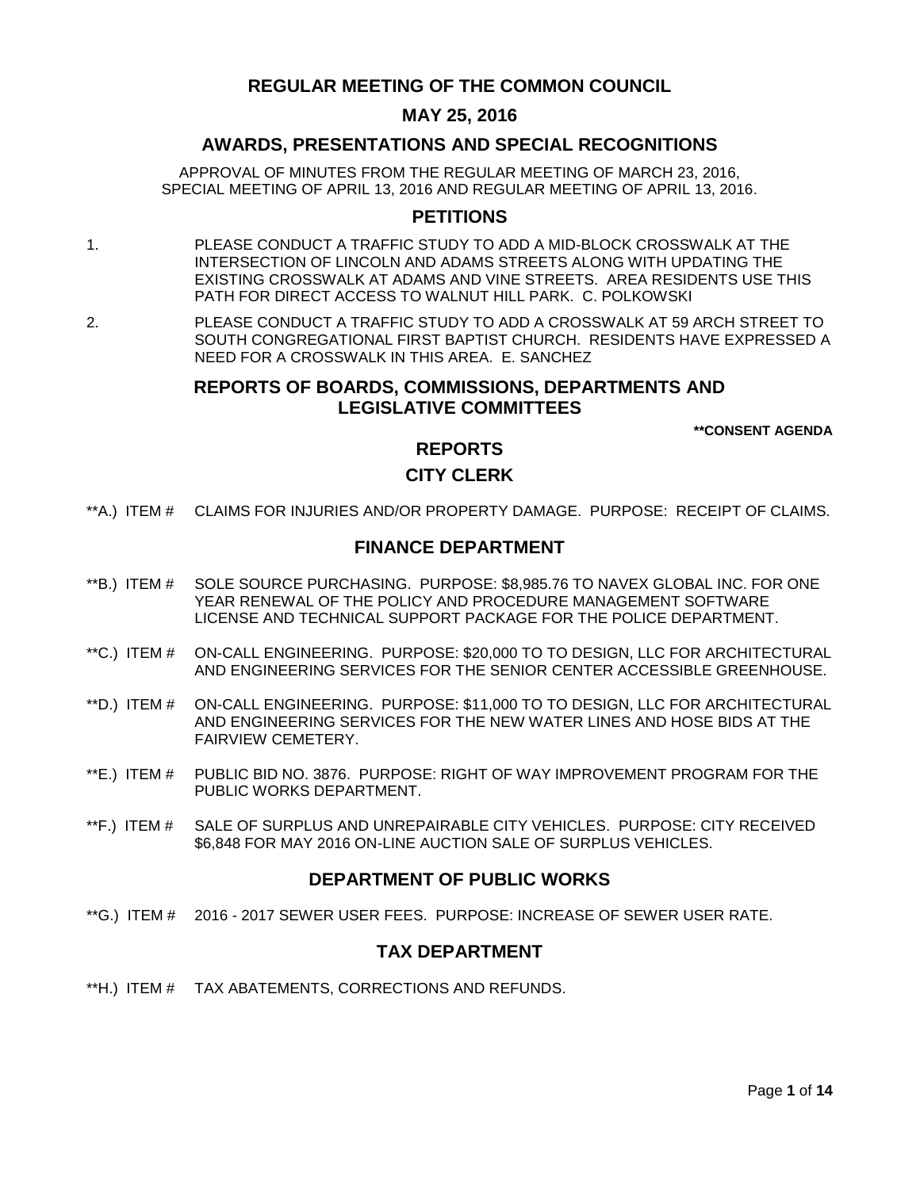# REGULAR MEETING OF THE COMMON COUNCIL

## MAY 25, 2016

## AWARDS, PRESENTATIONS AND SPECIAL RECOGNITIONS

APPROVAL OF MINUTES FROM THE REGULAR MEETING OF MARCH 23, 2016, SPECIAL MEETING OF APRIL 13, 2016 AND REGULAR MEETING OF APRIL 13, 2016.

## PETITIONS

1. PLEASE CONDUCT A TRAFFIC STUDY TO ADD A MID-BLOCK CROSSWALK AT THE INTERSECTION OF LINCOLN AND ADAMS STREETS ALONG WITH UPDATING THE EXISTING CROSSWALK AT ADAMS AND VINE STREETS. AREA RESIDENTS USE THIS PATH FOR DIRECT ACCESS TO WALNUT HILL PARK. C. POLKOWSKI

2. PLEASE CONDUCT A TRAFFIC STUDY TO ADD A CROSSWALK AT 59 ARCH STREET TO SOUTH CONGREGATIONAL FIRST BAPTIST CHURCH. RESIDENTS HAVE EXPRESSED A NEED FOR A CROSSWALK IN THIS AREA. E. SANCHEZ

## REPORTS OF BOARDS, COMMISSIONS, DEPARTMENTS AND LEGISLATIVE COMMITTEES

**\*\*CONSENT AGENDA**

## REPORTS

## CITY CLERK

\*\*A.) ITEM # CLAIMS FOR INJURIES AND/OR PROPERTY DAMAGE. PURPOSE: RECEIPT OF CLAIMS.

## FINANCE DEPARTMENT

\*\*B.) ITEM # SOLE SOURCE PURCHASING. PURPOSE: $8,985.76 TO NAVEX GLOBAL INC. FOR ONE YEAR RENEWAL OF THE POLICY AND PROCEDURE MANAGEMENT SOFTWARE LICENSE AND TECHNICAL SUPPORT PACKAGE FOR THE POLICE DEPARTMENT.

\*\*C.) ITEM # ON-CALL ENGINEERING. PURPOSE: $20,000 TO TO DESIGN, LLC FOR ARCHITECTURAL AND ENGINEERING SERVICES FOR THE SENIOR CENTER ACCESSIBLE GREENHOUSE.

\*\*D.) ITEM # ON-CALL ENGINEERING. PURPOSE: $11,000 TO TO DESIGN, LLC FOR ARCHITECTURAL AND ENGINEERING SERVICES FOR THE NEW WATER LINES AND HOSE BIDS AT THE FAIRVIEW CEMETERY.

\*\*E.) ITEM # PUBLIC BID NO. 3876. PURPOSE: RIGHT OF WAY IMPROVEMENT PROGRAM FOR THE PUBLIC WORKS DEPARTMENT.

\*\*F.) ITEM # SALE OF SURPLUS AND UNREPAIRABLE CITY VEHICLES. PURPOSE: CITY RECEIVED $6,848 FOR MAY 2016 ON-LINE AUCTION SALE OF SURPLUS VEHICLES.

## DEPARTMENT OF PUBLIC WORKS

\*\*G.) ITEM # 2016 - 2017 SEWER USER FEES. PURPOSE: INCREASE OF SEWER USER RATE.

## TAX DEPARTMENT

\*\*H.) ITEM # TAX ABATEMENTS, CORRECTIONS AND REFUNDS.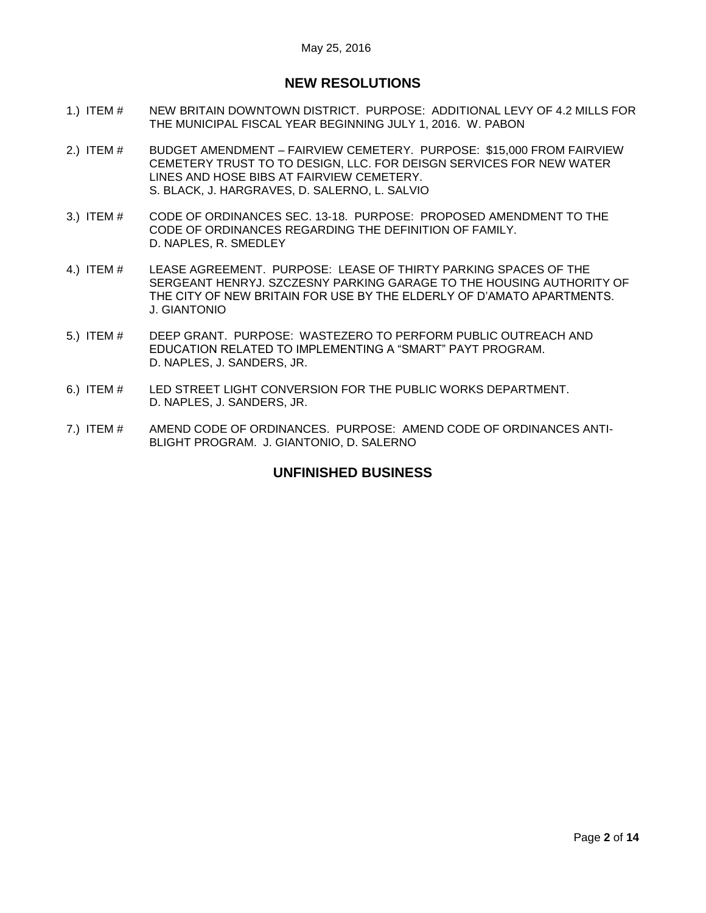May 25, 2016

## NEW RESOLUTIONS

1.) ITEM # NEW BRITAIN DOWNTOWN DISTRICT. PURPOSE: ADDITIONAL LEVY OF 4.2 MILLS FOR THE MUNICIPAL FISCAL YEAR BEGINNING JULY 1, 2016. W. PABON

2.) ITEM # BUDGET AMENDMENT – FAIRVIEW CEMETERY. PURPOSE: $15,000 FROM FAIRVIEW CEMETERY TRUST TO TO DESIGN, LLC. FOR DEISGN SERVICES FOR NEW WATER LINES AND HOSE BIBS AT FAIRVIEW CEMETERY.
S. BLACK, J. HARGRAVES, D. SALERNO, L. SALVIO

3.) ITEM # CODE OF ORDINANCES SEC. 13-18. PURPOSE: PROPOSED AMENDMENT TO THE CODE OF ORDINANCES REGARDING THE DEFINITION OF FAMILY.
D. NAPLES, R. SMEDLEY

4.) ITEM # LEASE AGREEMENT. PURPOSE: LEASE OF THIRTY PARKING SPACES OF THE SERGEANT HENRYJ. SZCZESNY PARKING GARAGE TO THE HOUSING AUTHORITY OF THE CITY OF NEW BRITAIN FOR USE BY THE ELDERLY OF D'AMATO APARTMENTS.
J. GIANTONIO

5.) ITEM # DEEP GRANT. PURPOSE: WASTEZERO TO PERFORM PUBLIC OUTREACH AND EDUCATION RELATED TO IMPLEMENTING A "SMART" PAYT PROGRAM.
D. NAPLES, J. SANDERS, JR.

6.) ITEM # LED STREET LIGHT CONVERSION FOR THE PUBLIC WORKS DEPARTMENT.
D. NAPLES, J. SANDERS, JR.

7.) ITEM # AMEND CODE OF ORDINANCES. PURPOSE: AMEND CODE OF ORDINANCES ANTI-BLIGHT PROGRAM. J. GIANTONIO, D. SALERNO

## UNFINISHED BUSINESS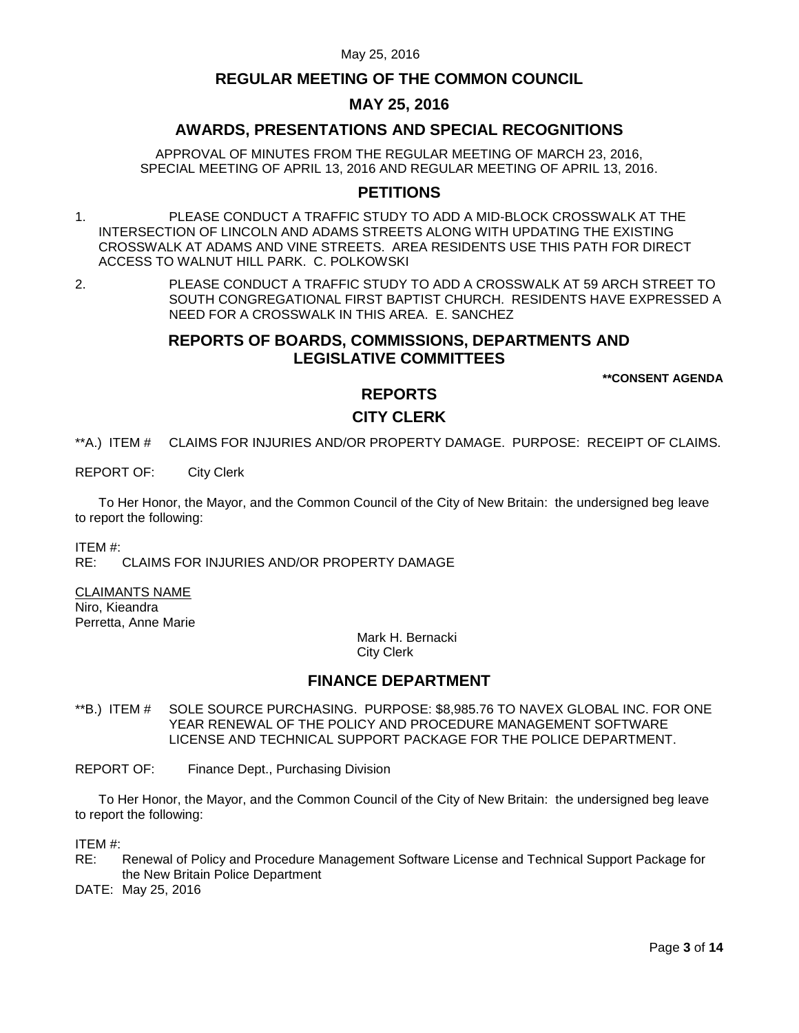## REGULAR MEETING OF THE COMMON COUNCIL

## MAY 25, 2016

## AWARDS, PRESENTATIONS AND SPECIAL RECOGNITIONS

APPROVAL OF MINUTES FROM THE REGULAR MEETING OF MARCH 23, 2016, SPECIAL MEETING OF APRIL 13, 2016 AND REGULAR MEETING OF APRIL 13, 2016.

## PETITIONS

1. PLEASE CONDUCT A TRAFFIC STUDY TO ADD A MID-BLOCK CROSSWALK AT THE INTERSECTION OF LINCOLN AND ADAMS STREETS ALONG WITH UPDATING THE EXISTING CROSSWALK AT ADAMS AND VINE STREETS. AREA RESIDENTS USE THIS PATH FOR DIRECT ACCESS TO WALNUT HILL PARK. C. POLKOWSKI

2. PLEASE CONDUCT A TRAFFIC STUDY TO ADD A CROSSWALK AT 59 ARCH STREET TO SOUTH CONGREGATIONAL FIRST BAPTIST CHURCH. RESIDENTS HAVE EXPRESSED A NEED FOR A CROSSWALK IN THIS AREA. E. SANCHEZ

## REPORTS OF BOARDS, COMMISSIONS, DEPARTMENTS AND LEGISLATIVE COMMITTEES

**\*\*CONSENT AGENDA**

## REPORTS

## CITY CLERK

**A.) ITEM # CLAIMS FOR INJURIES AND/OR PROPERTY DAMAGE. PURPOSE: RECEIPT OF CLAIMS.

REPORT OF: City Clerk

To Her Honor, the Mayor, and the Common Council of the City of New Britain: the undersigned beg leave to report the following:

ITEM #:
RE: CLAIMS FOR INJURIES AND/OR PROPERTY DAMAGE

<u>CLAIMANTS NAME</u>
Niro, Kieandra
Perretta, Anne Marie

Mark H. Bernacki
City Clerk

## FINANCE DEPARTMENT

**B.) ITEM # SOLE SOURCE PURCHASING. PURPOSE: $8,985.76 TO NAVEX GLOBAL INC. FOR ONE YEAR RENEWAL OF THE POLICY AND PROCEDURE MANAGEMENT SOFTWARE LICENSE AND TECHNICAL SUPPORT PACKAGE FOR THE POLICE DEPARTMENT.

REPORT OF: Finance Dept., Purchasing Division

To Her Honor, the Mayor, and the Common Council of the City of New Britain: the undersigned beg leave to report the following:

ITEM #:
RE: Renewal of Policy and Procedure Management Software License and Technical Support Package for the New Britain Police Department
DATE: May 25, 2016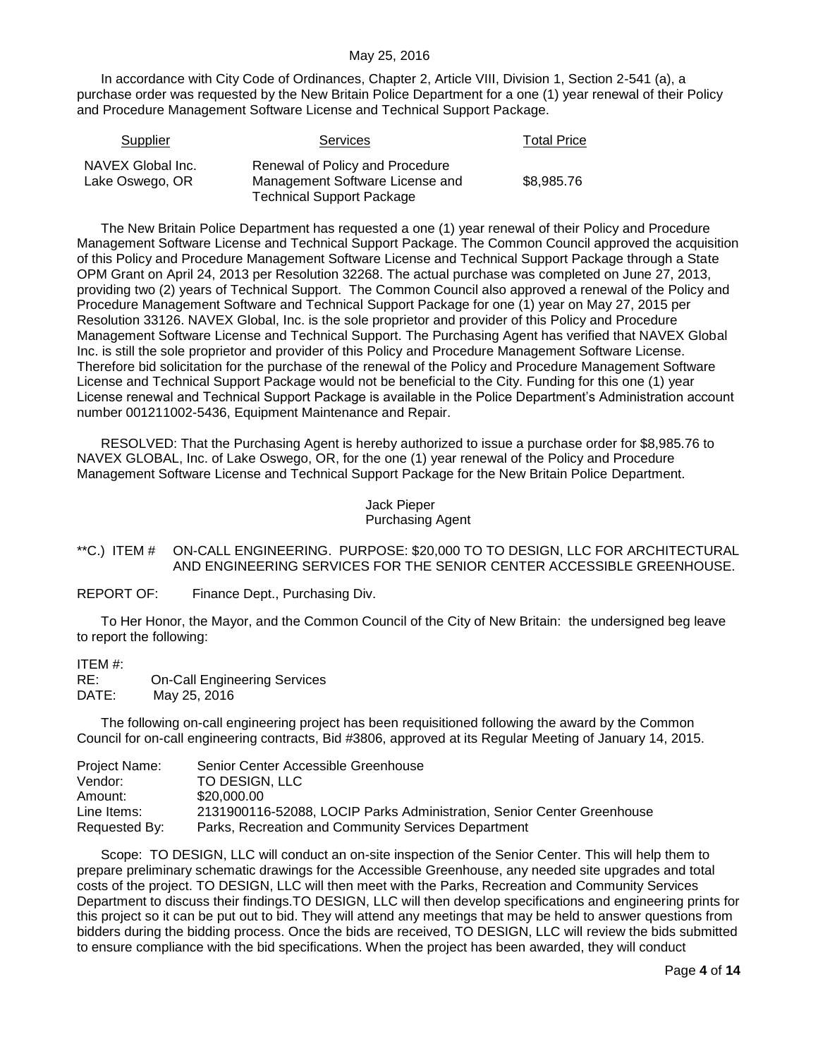In accordance with City Code of Ordinances, Chapter 2, Article VIII, Division 1, Section 2-541 (a), a purchase order was requested by the New Britain Police Department for a one (1) year renewal of their Policy and Procedure Management Software License and Technical Support Package.

| Supplier | Services | Total Price |
|---|---|---|
| NAVEX Global Inc. Lake Oswego, OR | Renewal of Policy and Procedure Management Software License and Technical Support Package | $8,985.76 |

The New Britain Police Department has requested a one (1) year renewal of their Policy and Procedure Management Software License and Technical Support Package. The Common Council approved the acquisition of this Policy and Procedure Management Software License and Technical Support Package through a State OPM Grant on April 24, 2013 per Resolution 32268. The actual purchase was completed on June 27, 2013, providing two (2) years of Technical Support. The Common Council also approved a renewal of the Policy and Procedure Management Software and Technical Support Package for one (1) year on May 27, 2015 per Resolution 33126. NAVEX Global, Inc. is the sole proprietor and provider of this Policy and Procedure Management Software License and Technical Support. The Purchasing Agent has verified that NAVEX Global Inc. is still the sole proprietor and provider of this Policy and Procedure Management Software License. Therefore bid solicitation for the purchase of the renewal of the Policy and Procedure Management Software License and Technical Support Package would not be beneficial to the City. Funding for this one (1) year License renewal and Technical Support Package is available in the Police Department's Administration account number 001211002-5436, Equipment Maintenance and Repair.

RESOLVED: That the Purchasing Agent is hereby authorized to issue a purchase order for $8,985.76 to NAVEX GLOBAL, Inc. of Lake Oswego, OR, for the one (1) year renewal of the Policy and Procedure Management Software License and Technical Support Package for the New Britain Police Department.

Jack Pieper
Purchasing Agent

**C.) ITEM # ON-CALL ENGINEERING. PURPOSE: $20,000 TO TO DESIGN, LLC FOR ARCHITECTURAL AND ENGINEERING SERVICES FOR THE SENIOR CENTER ACCESSIBLE GREENHOUSE.

REPORT OF: Finance Dept., Purchasing Div.

To Her Honor, the Mayor, and the Common Council of the City of New Britain: the undersigned beg leave to report the following:

ITEM #:
RE: On-Call Engineering Services
DATE: May 25, 2016

The following on-call engineering project has been requisitioned following the award by the Common Council for on-call engineering contracts, Bid #3806, approved at its Regular Meeting of January 14, 2015.

| | |
|---|---|
| Project Name: | Senior Center Accessible Greenhouse |
| Vendor: | TO DESIGN, LLC |
| Amount: | $20,000.00 |
| Line Items: | 2131900116-52088, LOCIP Parks Administration, Senior Center Greenhouse |
| Requested By: | Parks, Recreation and Community Services Department |

Scope: TO DESIGN, LLC will conduct an on-site inspection of the Senior Center. This will help them to prepare preliminary schematic drawings for the Accessible Greenhouse, any needed site upgrades and total costs of the project. TO DESIGN, LLC will then meet with the Parks, Recreation and Community Services Department to discuss their findings.TO DESIGN, LLC will then develop specifications and engineering prints for this project so it can be put out to bid. They will attend any meetings that may be held to answer questions from bidders during the bidding process. Once the bids are received, TO DESIGN, LLC will review the bids submitted to ensure compliance with the bid specifications. When the project has been awarded, they will conduct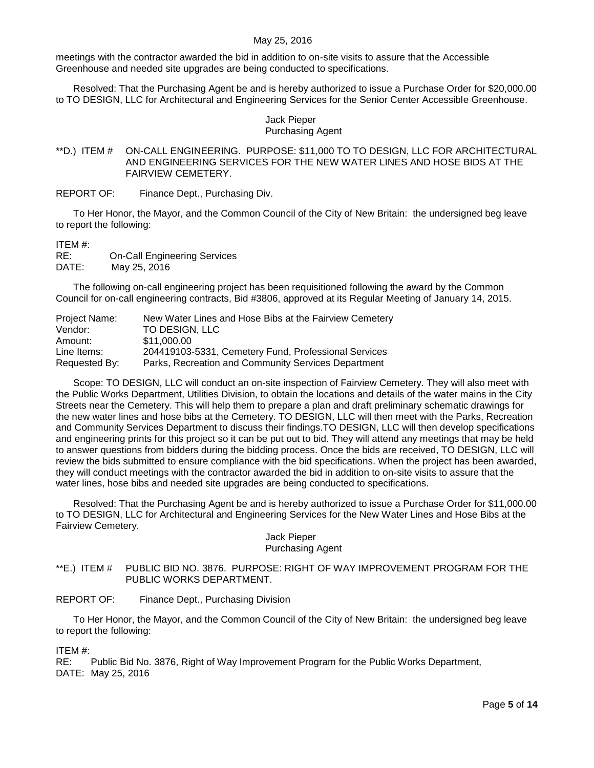meetings with the contractor awarded the bid in addition to on-site visits to assure that the Accessible Greenhouse and needed site upgrades are being conducted to specifications.

Resolved: That the Purchasing Agent be and is hereby authorized to issue a Purchase Order for $20,000.00 to TO DESIGN, LLC for Architectural and Engineering Services for the Senior Center Accessible Greenhouse.

Jack Pieper
Purchasing Agent

**D.) ITEM # ON-CALL ENGINEERING. PURPOSE: $11,000 TO TO DESIGN, LLC FOR ARCHITECTURAL AND ENGINEERING SERVICES FOR THE NEW WATER LINES AND HOSE BIDS AT THE FAIRVIEW CEMETERY.

REPORT OF: Finance Dept., Purchasing Div.

To Her Honor, the Mayor, and the Common Council of the City of New Britain: the undersigned beg leave to report the following:

ITEM #:
RE: On-Call Engineering Services
DATE: May 25, 2016

The following on-call engineering project has been requisitioned following the award by the Common Council for on-call engineering contracts, Bid #3806, approved at its Regular Meeting of January 14, 2015.

Project Name: New Water Lines and Hose Bibs at the Fairview Cemetery
Vendor: TO DESIGN, LLC
Amount: $11,000.00
Line Items: 204419103-5331, Cemetery Fund, Professional Services
Requested By: Parks, Recreation and Community Services Department

Scope: TO DESIGN, LLC will conduct an on-site inspection of Fairview Cemetery. They will also meet with the Public Works Department, Utilities Division, to obtain the locations and details of the water mains in the City Streets near the Cemetery. This will help them to prepare a plan and draft preliminary schematic drawings for the new water lines and hose bibs at the Cemetery. TO DESIGN, LLC will then meet with the Parks, Recreation and Community Services Department to discuss their findings.TO DESIGN, LLC will then develop specifications and engineering prints for this project so it can be put out to bid. They will attend any meetings that may be held to answer questions from bidders during the bidding process. Once the bids are received, TO DESIGN, LLC will review the bids submitted to ensure compliance with the bid specifications. When the project has been awarded, they will conduct meetings with the contractor awarded the bid in addition to on-site visits to assure that the water lines, hose bibs and needed site upgrades are being conducted to specifications.

Resolved: That the Purchasing Agent be and is hereby authorized to issue a Purchase Order for $11,000.00 to TO DESIGN, LLC for Architectural and Engineering Services for the New Water Lines and Hose Bibs at the Fairview Cemetery.

Jack Pieper
Purchasing Agent

**E.) ITEM # PUBLIC BID NO. 3876. PURPOSE: RIGHT OF WAY IMPROVEMENT PROGRAM FOR THE PUBLIC WORKS DEPARTMENT.

REPORT OF: Finance Dept., Purchasing Division

To Her Honor, the Mayor, and the Common Council of the City of New Britain: the undersigned beg leave to report the following:

ITEM #:
RE: Public Bid No. 3876, Right of Way Improvement Program for the Public Works Department,
DATE: May 25, 2016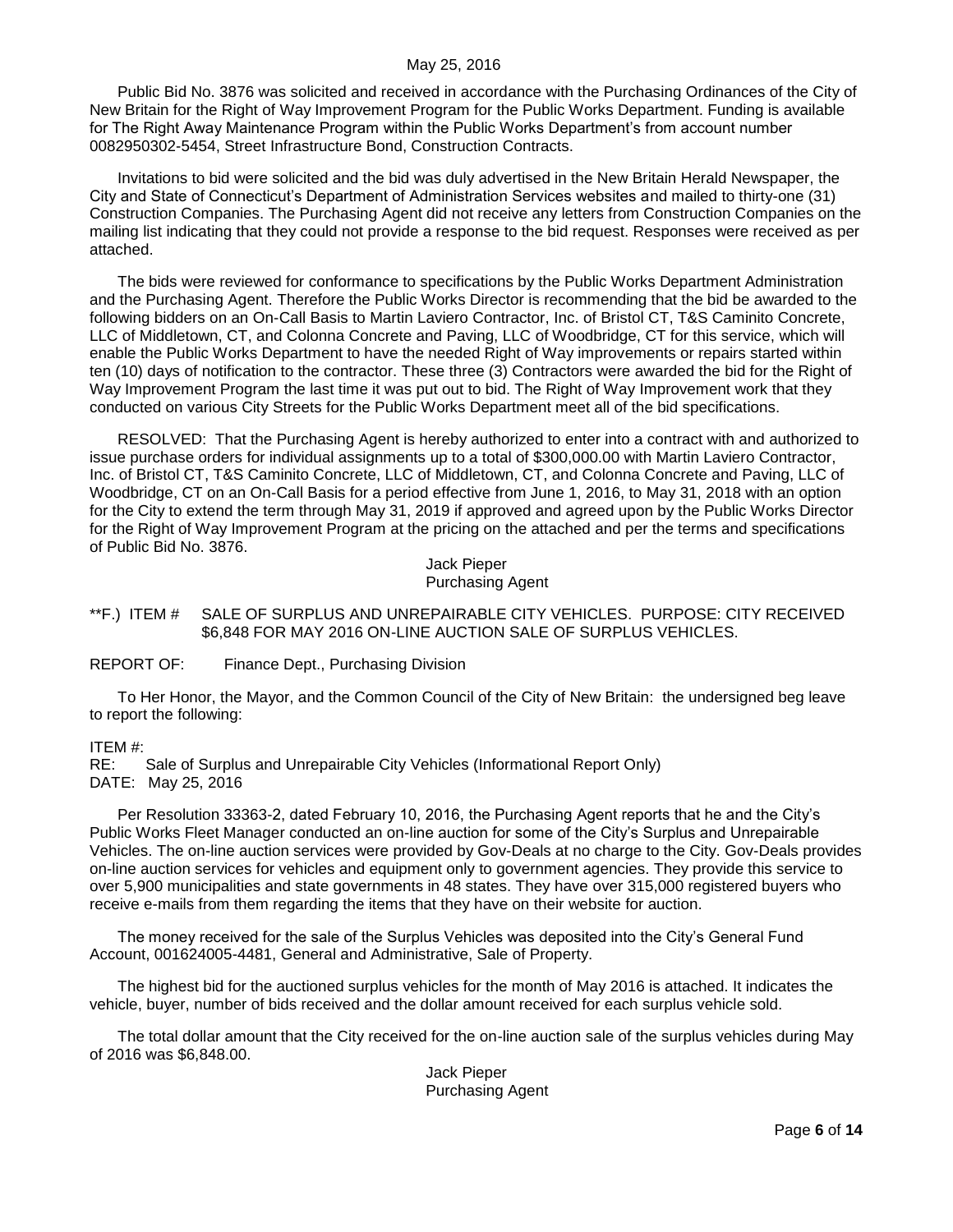Public Bid No. 3876 was solicited and received in accordance with the Purchasing Ordinances of the City of New Britain for the Right of Way Improvement Program for the Public Works Department. Funding is available for The Right Away Maintenance Program within the Public Works Department's from account number 0082950302-5454, Street Infrastructure Bond, Construction Contracts.

Invitations to bid were solicited and the bid was duly advertised in the New Britain Herald Newspaper, the City and State of Connecticut's Department of Administration Services websites and mailed to thirty-one (31) Construction Companies. The Purchasing Agent did not receive any letters from Construction Companies on the mailing list indicating that they could not provide a response to the bid request. Responses were received as per attached.

The bids were reviewed for conformance to specifications by the Public Works Department Administration and the Purchasing Agent. Therefore the Public Works Director is recommending that the bid be awarded to the following bidders on an On-Call Basis to Martin Laviero Contractor, Inc. of Bristol CT, T&S Caminito Concrete, LLC of Middletown, CT, and Colonna Concrete and Paving, LLC of Woodbridge, CT for this service, which will enable the Public Works Department to have the needed Right of Way improvements or repairs started within ten (10) days of notification to the contractor. These three (3) Contractors were awarded the bid for the Right of Way Improvement Program the last time it was put out to bid. The Right of Way Improvement work that they conducted on various City Streets for the Public Works Department meet all of the bid specifications.

RESOLVED: That the Purchasing Agent is hereby authorized to enter into a contract with and authorized to issue purchase orders for individual assignments up to a total of $300,000.00 with Martin Laviero Contractor, Inc. of Bristol CT, T&S Caminito Concrete, LLC of Middletown, CT, and Colonna Concrete and Paving, LLC of Woodbridge, CT on an On-Call Basis for a period effective from June 1, 2016, to May 31, 2018 with an option for the City to extend the term through May 31, 2019 if approved and agreed upon by the Public Works Director for the Right of Way Improvement Program at the pricing on the attached and per the terms and specifications of Public Bid No. 3876.

Jack Pieper
Purchasing Agent

**F.) ITEM # SALE OF SURPLUS AND UNREPAIRABLE CITY VEHICLES. PURPOSE: CITY RECEIVED $6,848 FOR MAY 2016 ON-LINE AUCTION SALE OF SURPLUS VEHICLES.

REPORT OF: Finance Dept., Purchasing Division

To Her Honor, the Mayor, and the Common Council of the City of New Britain: the undersigned beg leave to report the following:

ITEM #:
RE: Sale of Surplus and Unrepairable City Vehicles (Informational Report Only)
DATE: May 25, 2016

Per Resolution 33363-2, dated February 10, 2016, the Purchasing Agent reports that he and the City's Public Works Fleet Manager conducted an on-line auction for some of the City's Surplus and Unrepairable Vehicles. The on-line auction services were provided by Gov-Deals at no charge to the City. Gov-Deals provides on-line auction services for vehicles and equipment only to government agencies. They provide this service to over 5,900 municipalities and state governments in 48 states. They have over 315,000 registered buyers who receive e-mails from them regarding the items that they have on their website for auction.

The money received for the sale of the Surplus Vehicles was deposited into the City's General Fund Account, 001624005-4481, General and Administrative, Sale of Property.

The highest bid for the auctioned surplus vehicles for the month of May 2016 is attached. It indicates the vehicle, buyer, number of bids received and the dollar amount received for each surplus vehicle sold.

The total dollar amount that the City received for the on-line auction sale of the surplus vehicles during May of 2016 was $6,848.00.

Jack Pieper
Purchasing Agent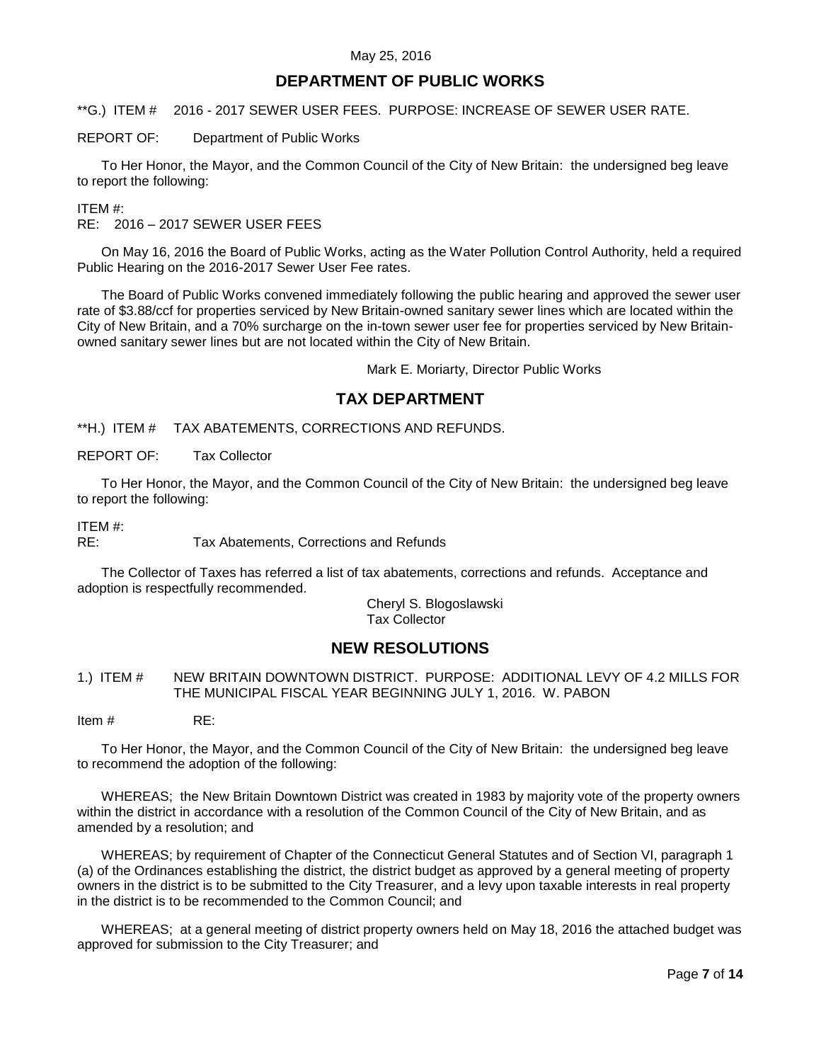## DEPARTMENT OF PUBLIC WORKS

**G.) ITEM # 2016 - 2017 SEWER USER FEES. PURPOSE: INCREASE OF SEWER USER RATE.

REPORT OF: Department of Public Works

To Her Honor, the Mayor, and the Common Council of the City of New Britain: the undersigned beg leave to report the following:

ITEM #:
RE: 2016 – 2017 SEWER USER FEES

On May 16, 2016 the Board of Public Works, acting as the Water Pollution Control Authority, held a required Public Hearing on the 2016-2017 Sewer User Fee rates.

The Board of Public Works convened immediately following the public hearing and approved the sewer user rate of $3.88/ccf for properties serviced by New Britain-owned sanitary sewer lines which are located within the City of New Britain, and a 70% surcharge on the in-town sewer user fee for properties serviced by New Britain-owned sanitary sewer lines but are not located within the City of New Britain.

Mark E. Moriarty, Director Public Works

## TAX DEPARTMENT

**H.) ITEM # TAX ABATEMENTS, CORRECTIONS AND REFUNDS.

REPORT OF: Tax Collector

To Her Honor, the Mayor, and the Common Council of the City of New Britain: the undersigned beg leave to report the following:

ITEM #:
RE: Tax Abatements, Corrections and Refunds

The Collector of Taxes has referred a list of tax abatements, corrections and refunds. Acceptance and adoption is respectfully recommended.

Cheryl S. Blogoslawski
Tax Collector

## NEW RESOLUTIONS

1.) ITEM # NEW BRITAIN DOWNTOWN DISTRICT. PURPOSE: ADDITIONAL LEVY OF 4.2 MILLS FOR THE MUNICIPAL FISCAL YEAR BEGINNING JULY 1, 2016. W. PABON

Item # RE:

To Her Honor, the Mayor, and the Common Council of the City of New Britain: the undersigned beg leave to recommend the adoption of the following:

WHEREAS; the New Britain Downtown District was created in 1983 by majority vote of the property owners within the district in accordance with a resolution of the Common Council of the City of New Britain, and as amended by a resolution; and

WHEREAS; by requirement of Chapter of the Connecticut General Statutes and of Section VI, paragraph 1 (a) of the Ordinances establishing the district, the district budget as approved by a general meeting of property owners in the district is to be submitted to the City Treasurer, and a levy upon taxable interests in real property in the district is to be recommended to the Common Council; and

WHEREAS; at a general meeting of district property owners held on May 18, 2016 the attached budget was approved for submission to the City Treasurer; and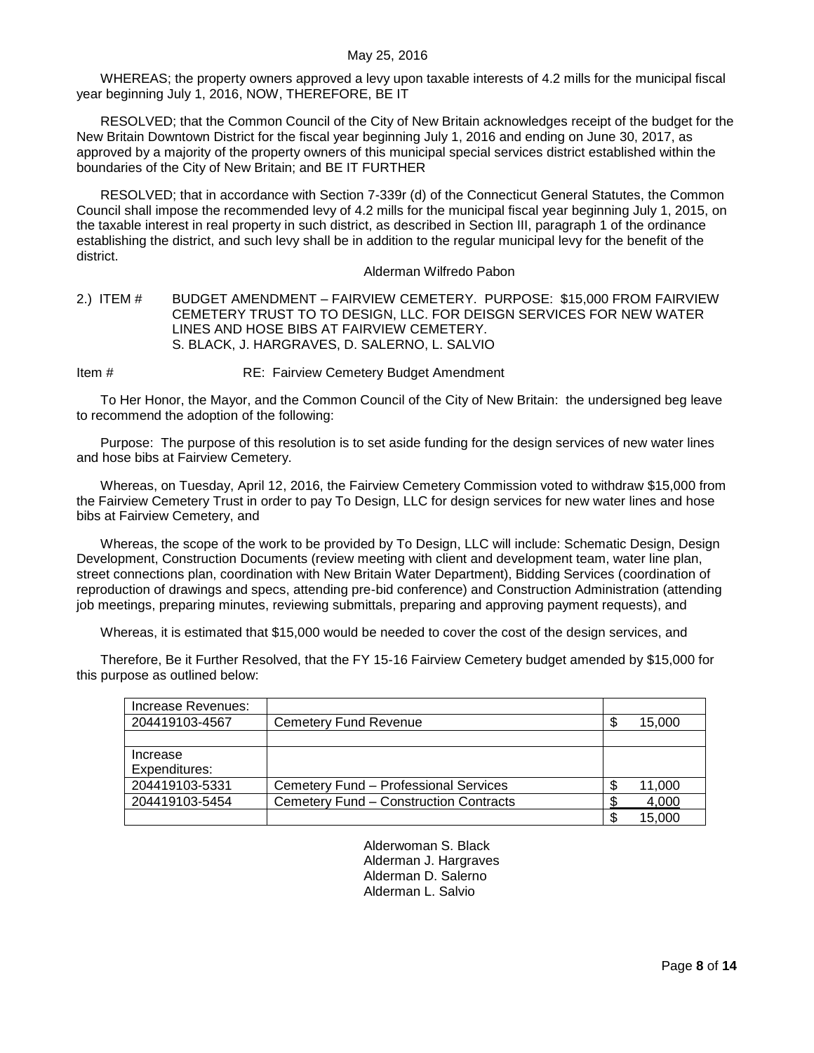WHEREAS; the property owners approved a levy upon taxable interests of 4.2 mills for the municipal fiscal year beginning July 1, 2016, NOW, THEREFORE, BE IT

RESOLVED; that the Common Council of the City of New Britain acknowledges receipt of the budget for the New Britain Downtown District for the fiscal year beginning July 1, 2016 and ending on June 30, 2017, as approved by a majority of the property owners of this municipal special services district established within the boundaries of the City of New Britain; and BE IT FURTHER

RESOLVED; that in accordance with Section 7-339r (d) of the Connecticut General Statutes, the Common Council shall impose the recommended levy of 4.2 mills for the municipal fiscal year beginning July 1, 2015, on the taxable interest in real property in such district, as described in Section III, paragraph 1 of the ordinance establishing the district, and such levy shall be in addition to the regular municipal levy for the benefit of the district.

Alderman Wilfredo Pabon

2.) ITEM # BUDGET AMENDMENT – FAIRVIEW CEMETERY. PURPOSE: $15,000 FROM FAIRVIEW CEMETERY TRUST TO TO DESIGN, LLC. FOR DEISGN SERVICES FOR NEW WATER LINES AND HOSE BIBS AT FAIRVIEW CEMETERY.
S. BLACK, J. HARGRAVES, D. SALERNO, L. SALVIO

Item # RE: Fairview Cemetery Budget Amendment

To Her Honor, the Mayor, and the Common Council of the City of New Britain: the undersigned beg leave to recommend the adoption of the following:

Purpose: The purpose of this resolution is to set aside funding for the design services of new water lines and hose bibs at Fairview Cemetery.

Whereas, on Tuesday, April 12, 2016, the Fairview Cemetery Commission voted to withdraw $15,000 from the Fairview Cemetery Trust in order to pay To Design, LLC for design services for new water lines and hose bibs at Fairview Cemetery, and

Whereas, the scope of the work to be provided by To Design, LLC will include: Schematic Design, Design Development, Construction Documents (review meeting with client and development team, water line plan, street connections plan, coordination with New Britain Water Department), Bidding Services (coordination of reproduction of drawings and specs, attending pre-bid conference) and Construction Administration (attending job meetings, preparing minutes, reviewing submittals, preparing and approving payment requests), and

Whereas, it is estimated that $15,000 would be needed to cover the cost of the design services, and

Therefore, Be it Further Resolved, that the FY 15-16 Fairview Cemetery budget amended by $15,000 for this purpose as outlined below:

| Increase Revenues: | | |
|---|---|---|
| 204419103-4567 | Cemetery Fund Revenue | $ 15,000 |
| | | |
| Increase Expenditures: | | |
| 204419103-5331 | Cemetery Fund – Professional Services | $ 11,000 |
| 204419103-5454 | Cemetery Fund – Construction Contracts | $ 4,000 |
| | | $ 15,000 |

Alderwoman S. Black
Alderman J. Hargraves
Alderman D. Salerno
Alderman L. Salvio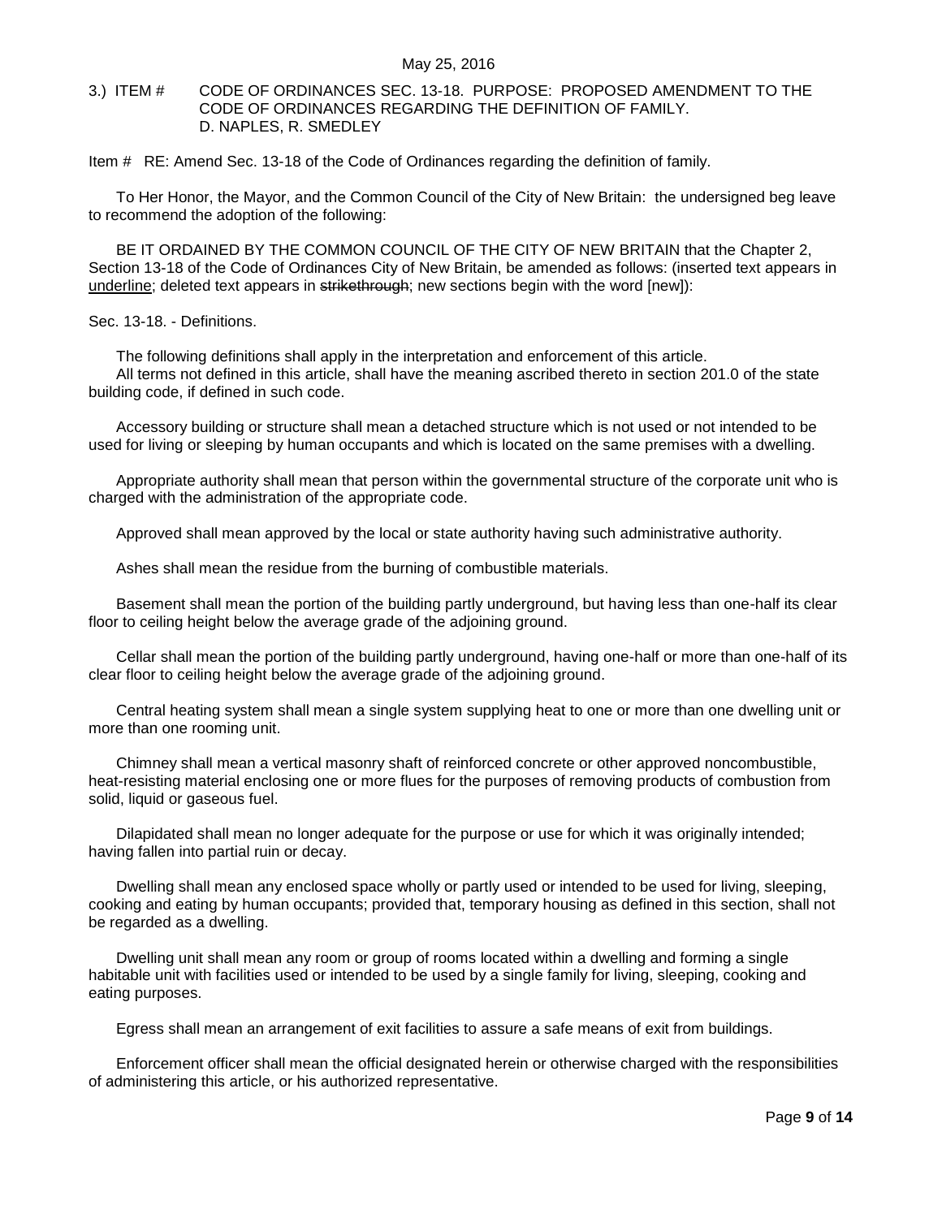3.) ITEM # CODE OF ORDINANCES SEC. 13-18. PURPOSE: PROPOSED AMENDMENT TO THE CODE OF ORDINANCES REGARDING THE DEFINITION OF FAMILY. D. NAPLES, R. SMEDLEY

Item # RE: Amend Sec. 13-18 of the Code of Ordinances regarding the definition of family.

To Her Honor, the Mayor, and the Common Council of the City of New Britain: the undersigned beg leave to recommend the adoption of the following:

BE IT ORDAINED BY THE COMMON COUNCIL OF THE CITY OF NEW BRITAIN that the Chapter 2, Section 13-18 of the Code of Ordinances City of New Britain, be amended as follows: (inserted text appears in <u>underline</u>; deleted text appears in ~~strikethrough~~; new sections begin with the word [new]):

Sec. 13-18. - Definitions.

The following definitions shall apply in the interpretation and enforcement of this article.

All terms not defined in this article, shall have the meaning ascribed thereto in section 201.0 of the state building code, if defined in such code.

Accessory building or structure shall mean a detached structure which is not used or not intended to be used for living or sleeping by human occupants and which is located on the same premises with a dwelling.

Appropriate authority shall mean that person within the governmental structure of the corporate unit who is charged with the administration of the appropriate code.

Approved shall mean approved by the local or state authority having such administrative authority.

Ashes shall mean the residue from the burning of combustible materials.

Basement shall mean the portion of the building partly underground, but having less than one-half its clear floor to ceiling height below the average grade of the adjoining ground.

Cellar shall mean the portion of the building partly underground, having one-half or more than one-half of its clear floor to ceiling height below the average grade of the adjoining ground.

Central heating system shall mean a single system supplying heat to one or more than one dwelling unit or more than one rooming unit.

Chimney shall mean a vertical masonry shaft of reinforced concrete or other approved noncombustible, heat-resisting material enclosing one or more flues for the purposes of removing products of combustion from solid, liquid or gaseous fuel.

Dilapidated shall mean no longer adequate for the purpose or use for which it was originally intended; having fallen into partial ruin or decay.

Dwelling shall mean any enclosed space wholly or partly used or intended to be used for living, sleeping, cooking and eating by human occupants; provided that, temporary housing as defined in this section, shall not be regarded as a dwelling.

Dwelling unit shall mean any room or group of rooms located within a dwelling and forming a single habitable unit with facilities used or intended to be used by a single family for living, sleeping, cooking and eating purposes.

Egress shall mean an arrangement of exit facilities to assure a safe means of exit from buildings.

Enforcement officer shall mean the official designated herein or otherwise charged with the responsibilities of administering this article, or his authorized representative.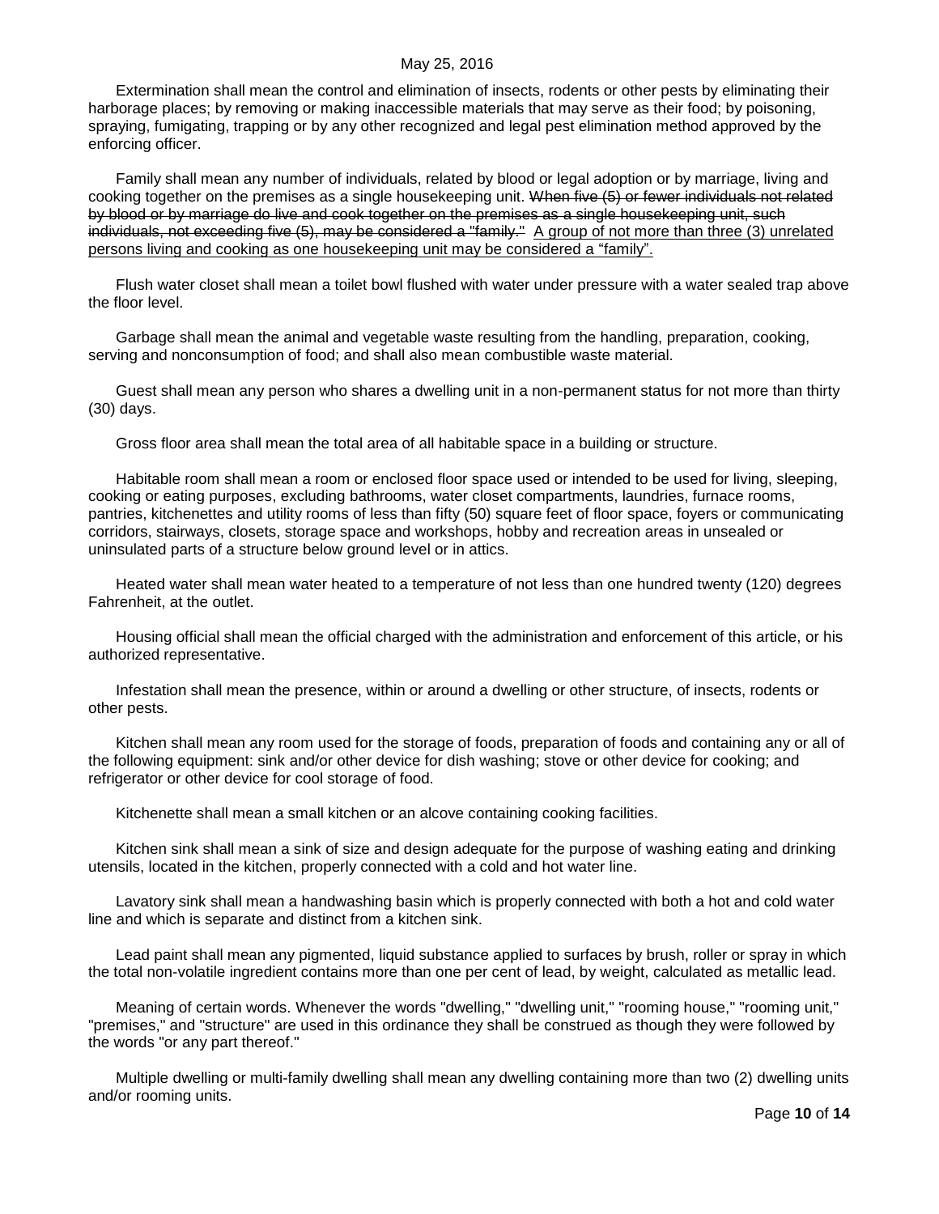Extermination shall mean the control and elimination of insects, rodents or other pests by eliminating their harborage places; by removing or making inaccessible materials that may serve as their food; by poisoning, spraying, fumigating, trapping or by any other recognized and legal pest elimination method approved by the enforcing officer.

Family shall mean any number of individuals, related by blood or legal adoption or by marriage, living and cooking together on the premises as a single housekeeping unit. ~~When five (5) or fewer individuals not related by blood or by marriage do live and cook together on the premises as a single housekeeping unit, such individuals, not exceeding five (5), may be considered a "family."~~ <u>A group of not more than three (3) unrelated persons living and cooking as one housekeeping unit may be considered a "family".</u>

Flush water closet shall mean a toilet bowl flushed with water under pressure with a water sealed trap above the floor level.

Garbage shall mean the animal and vegetable waste resulting from the handling, preparation, cooking, serving and nonconsumption of food; and shall also mean combustible waste material.

Guest shall mean any person who shares a dwelling unit in a non-permanent status for not more than thirty (30) days.

Gross floor area shall mean the total area of all habitable space in a building or structure.

Habitable room shall mean a room or enclosed floor space used or intended to be used for living, sleeping, cooking or eating purposes, excluding bathrooms, water closet compartments, laundries, furnace rooms, pantries, kitchenettes and utility rooms of less than fifty (50) square feet of floor space, foyers or communicating corridors, stairways, closets, storage space and workshops, hobby and recreation areas in unsealed or uninsulated parts of a structure below ground level or in attics.

Heated water shall mean water heated to a temperature of not less than one hundred twenty (120) degrees Fahrenheit, at the outlet.

Housing official shall mean the official charged with the administration and enforcement of this article, or his authorized representative.

Infestation shall mean the presence, within or around a dwelling or other structure, of insects, rodents or other pests.

Kitchen shall mean any room used for the storage of foods, preparation of foods and containing any or all of the following equipment: sink and/or other device for dish washing; stove or other device for cooking; and refrigerator or other device for cool storage of food.

Kitchenette shall mean a small kitchen or an alcove containing cooking facilities.

Kitchen sink shall mean a sink of size and design adequate for the purpose of washing eating and drinking utensils, located in the kitchen, properly connected with a cold and hot water line.

Lavatory sink shall mean a handwashing basin which is properly connected with both a hot and cold water line and which is separate and distinct from a kitchen sink.

Lead paint shall mean any pigmented, liquid substance applied to surfaces by brush, roller or spray in which the total non-volatile ingredient contains more than one per cent of lead, by weight, calculated as metallic lead.

Meaning of certain words. Whenever the words "dwelling," "dwelling unit," "rooming house," "rooming unit," "premises," and "structure" are used in this ordinance they shall be construed as though they were followed by the words "or any part thereof."

Multiple dwelling or multi-family dwelling shall mean any dwelling containing more than two (2) dwelling units and/or rooming units.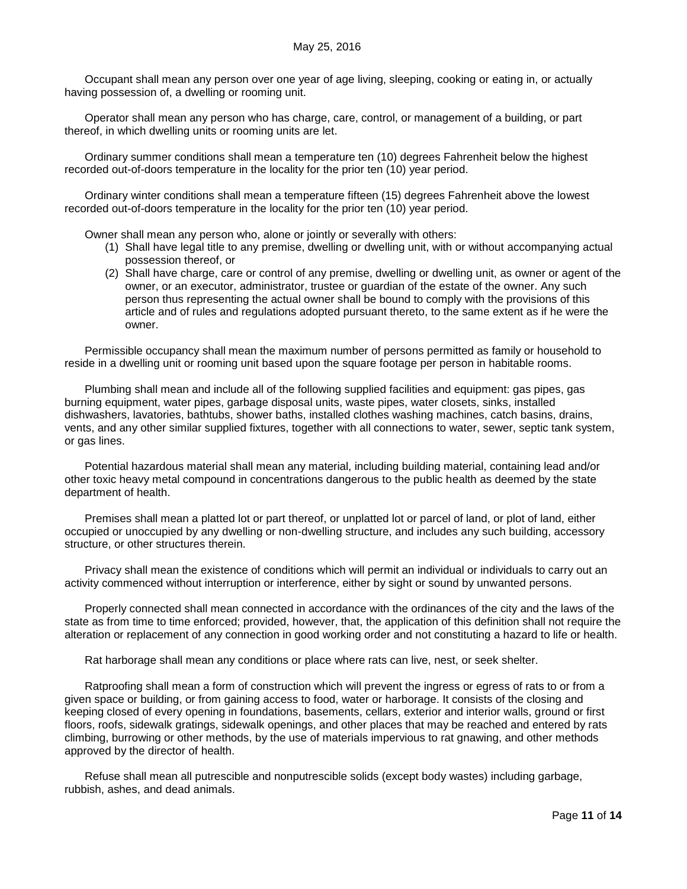Occupant shall mean any person over one year of age living, sleeping, cooking or eating in, or actually having possession of, a dwelling or rooming unit.

Operator shall mean any person who has charge, care, control, or management of a building, or part thereof, in which dwelling units or rooming units are let.

Ordinary summer conditions shall mean a temperature ten (10) degrees Fahrenheit below the highest recorded out-of-doors temperature in the locality for the prior ten (10) year period.

Ordinary winter conditions shall mean a temperature fifteen (15) degrees Fahrenheit above the lowest recorded out-of-doors temperature in the locality for the prior ten (10) year period.

Owner shall mean any person who, alone or jointly or severally with others:

(1) Shall have legal title to any premise, dwelling or dwelling unit, with or without accompanying actual possession thereof, or

(2) Shall have charge, care or control of any premise, dwelling or dwelling unit, as owner or agent of the owner, or an executor, administrator, trustee or guardian of the estate of the owner. Any such person thus representing the actual owner shall be bound to comply with the provisions of this article and of rules and regulations adopted pursuant thereto, to the same extent as if he were the owner.

Permissible occupancy shall mean the maximum number of persons permitted as family or household to reside in a dwelling unit or rooming unit based upon the square footage per person in habitable rooms.

Plumbing shall mean and include all of the following supplied facilities and equipment: gas pipes, gas burning equipment, water pipes, garbage disposal units, waste pipes, water closets, sinks, installed dishwashers, lavatories, bathtubs, shower baths, installed clothes washing machines, catch basins, drains, vents, and any other similar supplied fixtures, together with all connections to water, sewer, septic tank system, or gas lines.

Potential hazardous material shall mean any material, including building material, containing lead and/or other toxic heavy metal compound in concentrations dangerous to the public health as deemed by the state department of health.

Premises shall mean a platted lot or part thereof, or unplatted lot or parcel of land, or plot of land, either occupied or unoccupied by any dwelling or non-dwelling structure, and includes any such building, accessory structure, or other structures therein.

Privacy shall mean the existence of conditions which will permit an individual or individuals to carry out an activity commenced without interruption or interference, either by sight or sound by unwanted persons.

Properly connected shall mean connected in accordance with the ordinances of the city and the laws of the state as from time to time enforced; provided, however, that, the application of this definition shall not require the alteration or replacement of any connection in good working order and not constituting a hazard to life or health.

Rat harborage shall mean any conditions or place where rats can live, nest, or seek shelter.

Ratproofing shall mean a form of construction which will prevent the ingress or egress of rats to or from a given space or building, or from gaining access to food, water or harborage. It consists of the closing and keeping closed of every opening in foundations, basements, cellars, exterior and interior walls, ground or first floors, roofs, sidewalk gratings, sidewalk openings, and other places that may be reached and entered by rats climbing, burrowing or other methods, by the use of materials impervious to rat gnawing, and other methods approved by the director of health.

Refuse shall mean all putrescible and nonputrescible solids (except body wastes) including garbage, rubbish, ashes, and dead animals.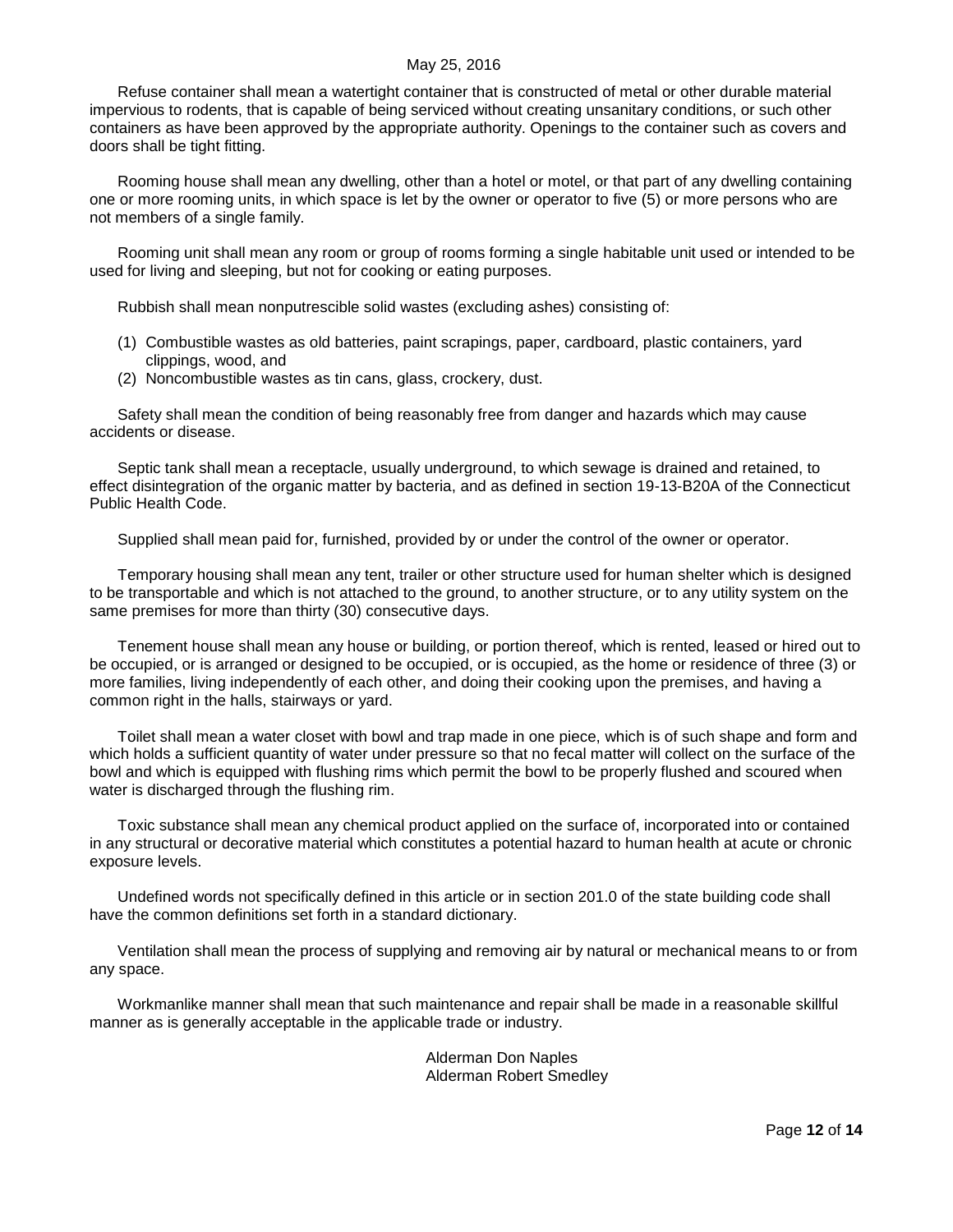Refuse container shall mean a watertight container that is constructed of metal or other durable material impervious to rodents, that is capable of being serviced without creating unsanitary conditions, or such other containers as have been approved by the appropriate authority. Openings to the container such as covers and doors shall be tight fitting.

Rooming house shall mean any dwelling, other than a hotel or motel, or that part of any dwelling containing one or more rooming units, in which space is let by the owner or operator to five (5) or more persons who are not members of a single family.

Rooming unit shall mean any room or group of rooms forming a single habitable unit used or intended to be used for living and sleeping, but not for cooking or eating purposes.

Rubbish shall mean nonputrescible solid wastes (excluding ashes) consisting of:

(1) Combustible wastes as old batteries, paint scrapings, paper, cardboard, plastic containers, yard clippings, wood, and
(2) Noncombustible wastes as tin cans, glass, crockery, dust.

Safety shall mean the condition of being reasonably free from danger and hazards which may cause accidents or disease.

Septic tank shall mean a receptacle, usually underground, to which sewage is drained and retained, to effect disintegration of the organic matter by bacteria, and as defined in section 19-13-B20A of the Connecticut Public Health Code.

Supplied shall mean paid for, furnished, provided by or under the control of the owner or operator.

Temporary housing shall mean any tent, trailer or other structure used for human shelter which is designed to be transportable and which is not attached to the ground, to another structure, or to any utility system on the same premises for more than thirty (30) consecutive days.

Tenement house shall mean any house or building, or portion thereof, which is rented, leased or hired out to be occupied, or is arranged or designed to be occupied, or is occupied, as the home or residence of three (3) or more families, living independently of each other, and doing their cooking upon the premises, and having a common right in the halls, stairways or yard.

Toilet shall mean a water closet with bowl and trap made in one piece, which is of such shape and form and which holds a sufficient quantity of water under pressure so that no fecal matter will collect on the surface of the bowl and which is equipped with flushing rims which permit the bowl to be properly flushed and scoured when water is discharged through the flushing rim.

Toxic substance shall mean any chemical product applied on the surface of, incorporated into or contained in any structural or decorative material which constitutes a potential hazard to human health at acute or chronic exposure levels.

Undefined words not specifically defined in this article or in section 201.0 of the state building code shall have the common definitions set forth in a standard dictionary.

Ventilation shall mean the process of supplying and removing air by natural or mechanical means to or from any space.

Workmanlike manner shall mean that such maintenance and repair shall be made in a reasonable skillful manner as is generally acceptable in the applicable trade or industry.

Alderman Don Naples
Alderman Robert Smedley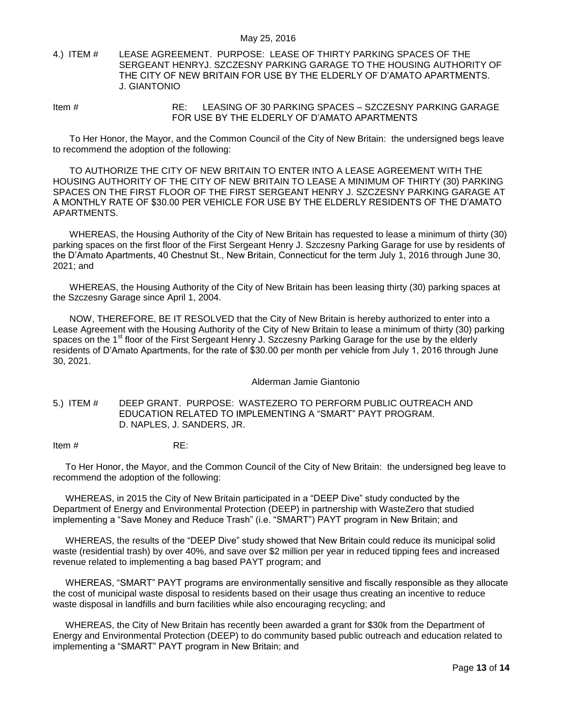4.) ITEM # LEASE AGREEMENT. PURPOSE: LEASE OF THIRTY PARKING SPACES OF THE SERGEANT HENRYJ. SZCZESNY PARKING GARAGE TO THE HOUSING AUTHORITY OF THE CITY OF NEW BRITAIN FOR USE BY THE ELDERLY OF D'AMATO APARTMENTS. J. GIANTONIO

Item # RE: LEASING OF 30 PARKING SPACES – SZCZESNY PARKING GARAGE FOR USE BY THE ELDERLY OF D'AMATO APARTMENTS

To Her Honor, the Mayor, and the Common Council of the City of New Britain: the undersigned begs leave to recommend the adoption of the following:

TO AUTHORIZE THE CITY OF NEW BRITAIN TO ENTER INTO A LEASE AGREEMENT WITH THE HOUSING AUTHORITY OF THE CITY OF NEW BRITAIN TO LEASE A MINIMUM OF THIRTY (30) PARKING SPACES ON THE FIRST FLOOR OF THE FIRST SERGEANT HENRY J. SZCZESNY PARKING GARAGE AT A MONTHLY RATE OF $30.00 PER VEHICLE FOR USE BY THE ELDERLY RESIDENTS OF THE D'AMATO APARTMENTS.

WHEREAS, the Housing Authority of the City of New Britain has requested to lease a minimum of thirty (30) parking spaces on the first floor of the First Sergeant Henry J. Szczesny Parking Garage for use by residents of the D'Amato Apartments, 40 Chestnut St., New Britain, Connecticut for the term July 1, 2016 through June 30, 2021; and

WHEREAS, the Housing Authority of the City of New Britain has been leasing thirty (30) parking spaces at the Szczesny Garage since April 1, 2004.

NOW, THEREFORE, BE IT RESOLVED that the City of New Britain is hereby authorized to enter into a Lease Agreement with the Housing Authority of the City of New Britain to lease a minimum of thirty (30) parking spaces on the 1st floor of the First Sergeant Henry J. Szczesny Parking Garage for the use by the elderly residents of D'Amato Apartments, for the rate of $30.00 per month per vehicle from July 1, 2016 through June 30, 2021.

Alderman Jamie Giantonio

5.) ITEM # DEEP GRANT. PURPOSE: WASTEZERO TO PERFORM PUBLIC OUTREACH AND EDUCATION RELATED TO IMPLEMENTING A "SMART" PAYT PROGRAM. D. NAPLES, J. SANDERS, JR.

Item # RE:

To Her Honor, the Mayor, and the Common Council of the City of New Britain: the undersigned beg leave to recommend the adoption of the following:

WHEREAS, in 2015 the City of New Britain participated in a "DEEP Dive" study conducted by the Department of Energy and Environmental Protection (DEEP) in partnership with WasteZero that studied implementing a "Save Money and Reduce Trash" (i.e. "SMART") PAYT program in New Britain; and

WHEREAS, the results of the "DEEP Dive" study showed that New Britain could reduce its municipal solid waste (residential trash) by over 40%, and save over $2 million per year in reduced tipping fees and increased revenue related to implementing a bag based PAYT program; and

WHEREAS, "SMART" PAYT programs are environmentally sensitive and fiscally responsible as they allocate the cost of municipal waste disposal to residents based on their usage thus creating an incentive to reduce waste disposal in landfills and burn facilities while also encouraging recycling; and

WHEREAS, the City of New Britain has recently been awarded a grant for $30k from the Department of Energy and Environmental Protection (DEEP) to do community based public outreach and education related to implementing a "SMART" PAYT program in New Britain; and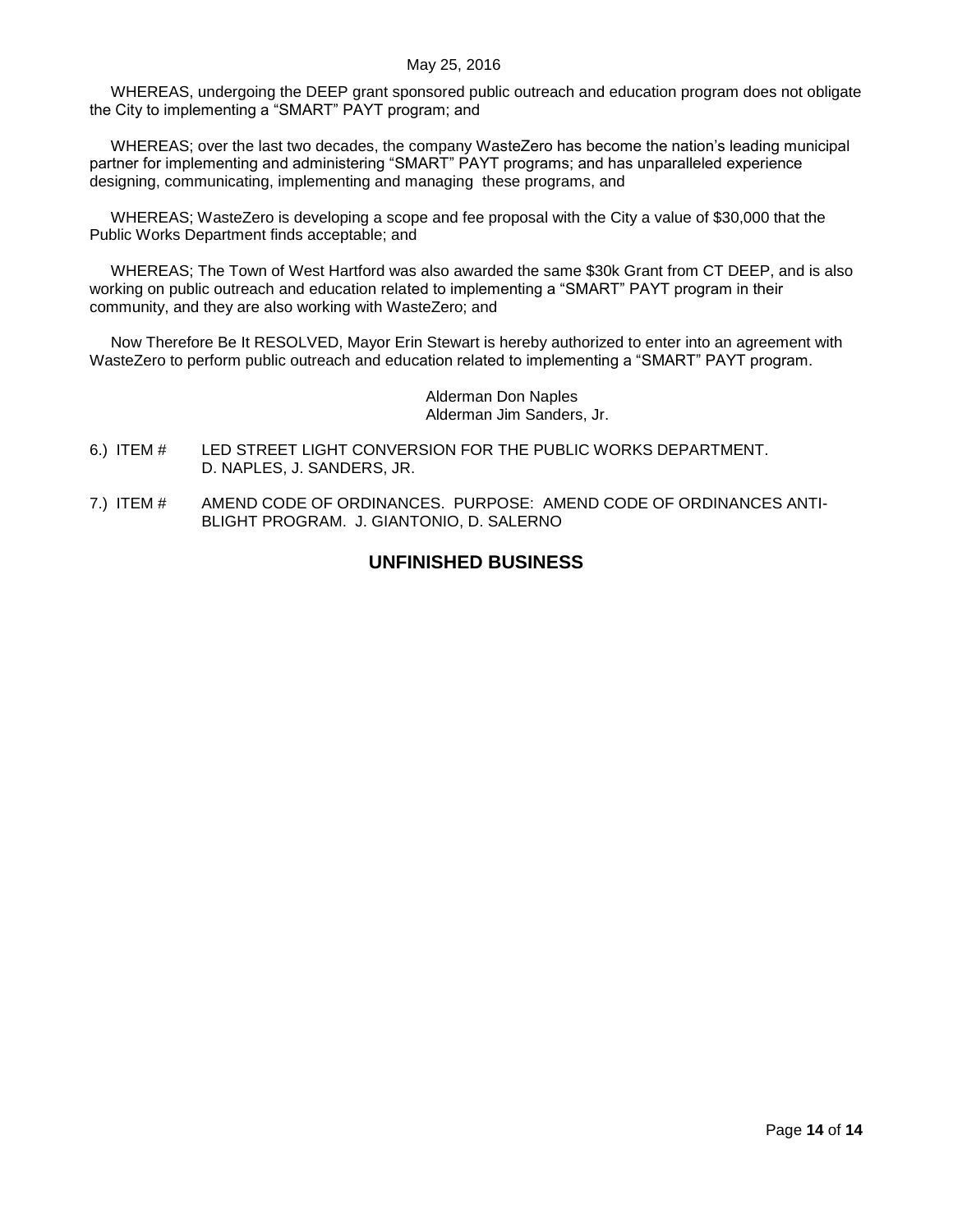WHEREAS, undergoing the DEEP grant sponsored public outreach and education program does not obligate the City to implementing a "SMART" PAYT program; and

WHEREAS; over the last two decades, the company WasteZero has become the nation's leading municipal partner for implementing and administering "SMART" PAYT programs; and has unparalleled experience designing, communicating, implementing and managing these programs, and

WHEREAS; WasteZero is developing a scope and fee proposal with the City a value of $30,000 that the Public Works Department finds acceptable; and

WHEREAS; The Town of West Hartford was also awarded the same $30k Grant from CT DEEP, and is also working on public outreach and education related to implementing a "SMART" PAYT program in their community, and they are also working with WasteZero; and

Now Therefore Be It RESOLVED, Mayor Erin Stewart is hereby authorized to enter into an agreement with WasteZero to perform public outreach and education related to implementing a "SMART" PAYT program.

Alderman Don Naples
Alderman Jim Sanders, Jr.

6.) ITEM # LED STREET LIGHT CONVERSION FOR THE PUBLIC WORKS DEPARTMENT. D. NAPLES, J. SANDERS, JR.

7.) ITEM # AMEND CODE OF ORDINANCES. PURPOSE: AMEND CODE OF ORDINANCES ANTI-BLIGHT PROGRAM. J. GIANTONIO, D. SALERNO

## UNFINISHED BUSINESS